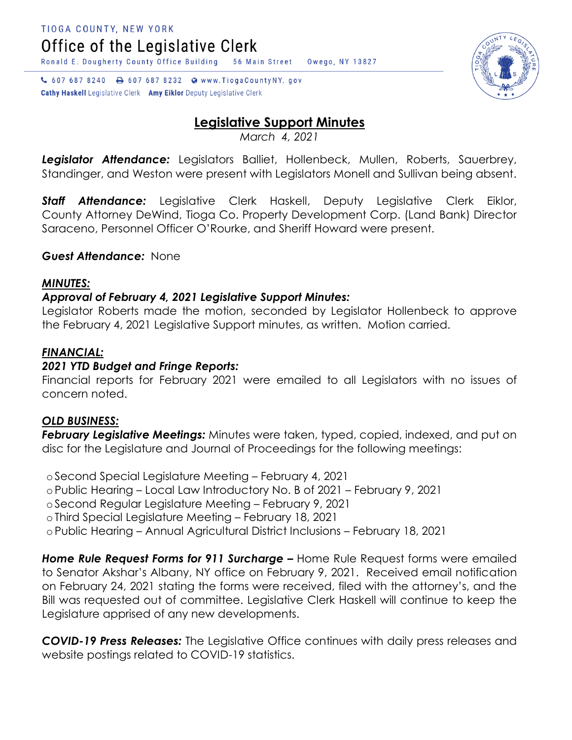TIOGA COUNTY, NEW YORK

Office of the Legislative Clerk

Ronald E. Dougherty County Office Building 56 Main Street Owego, NY 13827

607 687 8240 607 687 8232 www.TiogaCountyNY.gov

**Cathy Haskell** Legislative Clerk **Amy Eiklor** Deputy Legislative Clerk

# Legislative Support Minutes

*March 4, 2021*

***Legislator Attendance:*** Legislators Balliet, Hollenbeck, Mullen, Roberts, Sauerbrey, Standinger, and Weston were present with Legislators Monell and Sullivan being absent.

***Staff Attendance:*** Legislative Clerk Haskell, Deputy Legislative Clerk Eiklor, County Attorney DeWind, Tioga Co. Property Development Corp. (Land Bank) Director Saraceno, Personnel Officer O'Rourke, and Sheriff Howard were present.

***Guest Attendance:*** None

***MINUTES:***

***Approval of February 4, 2021 Legislative Support Minutes:***

Legislator Roberts made the motion, seconded by Legislator Hollenbeck to approve the February 4, 2021 Legislative Support minutes, as written. Motion carried.

***FINANCIAL:***

***2021 YTD Budget and Fringe Reports:***

Financial reports for February 2021 were emailed to all Legislators with no issues of concern noted.

***OLD BUSINESS:***

***February Legislative Meetings:*** Minutes were taken, typed, copied, indexed, and put on disc for the Legislature and Journal of Proceedings for the following meetings:

- Second Special Legislature Meeting – February 4, 2021
- Public Hearing – Local Law Introductory No. B of 2021 – February 9, 2021
- Second Regular Legislature Meeting – February 9, 2021
- Third Special Legislature Meeting – February 18, 2021
- Public Hearing – Annual Agricultural District Inclusions – February 18, 2021

***Home Rule Request Forms for 911 Surcharge –*** Home Rule Request forms were emailed to Senator Akshar's Albany, NY office on February 9, 2021. Received email notification on February 24, 2021 stating the forms were received, filed with the attorney's, and the Bill was requested out of committee. Legislative Clerk Haskell will continue to keep the Legislature apprised of any new developments.

***COVID-19 Press Releases:*** The Legislative Office continues with daily press releases and website postings related to COVID-19 statistics.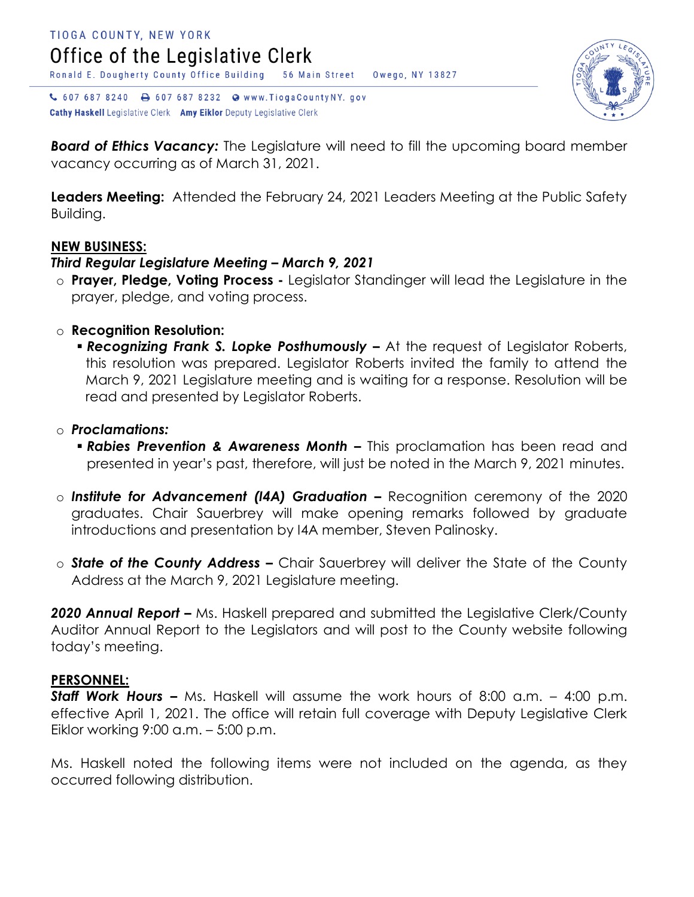***Board of Ethics Vacancy:*** The Legislature will need to fill the upcoming board member vacancy occurring as of March 31, 2021.

**Leaders Meeting:** Attended the February 24, 2021 Leaders Meeting at the Public Safety Building.

**NEW BUSINESS:**

***Third Regular Legislature Meeting – March 9, 2021***

- **Prayer, Pledge, Voting Process -** Legislator Standinger will lead the Legislature in the prayer, pledge, and voting process.

- **Recognition Resolution:**
  - ***Recognizing Frank S. Lopke Posthumously –*** At the request of Legislator Roberts, this resolution was prepared. Legislator Roberts invited the family to attend the March 9, 2021 Legislature meeting and is waiting for a response. Resolution will be read and presented by Legislator Roberts.

- ***Proclamations:***
  - ***Rabies Prevention & Awareness Month –*** This proclamation has been read and presented in year's past, therefore, will just be noted in the March 9, 2021 minutes.

- ***Institute for Advancement (I4A) Graduation –*** Recognition ceremony of the 2020 graduates. Chair Sauerbrey will make opening remarks followed by graduate introductions and presentation by I4A member, Steven Palinosky.

- ***State of the County Address –*** Chair Sauerbrey will deliver the State of the County Address at the March 9, 2021 Legislature meeting.

***2020 Annual Report –*** Ms. Haskell prepared and submitted the Legislative Clerk/County Auditor Annual Report to the Legislators and will post to the County website following today's meeting.

**PERSONNEL:**

***Staff Work Hours –*** Ms. Haskell will assume the work hours of 8:00 a.m. – 4:00 p.m. effective April 1, 2021. The office will retain full coverage with Deputy Legislative Clerk Eiklor working 9:00 a.m. – 5:00 p.m.

Ms. Haskell noted the following items were not included on the agenda, as they occurred following distribution.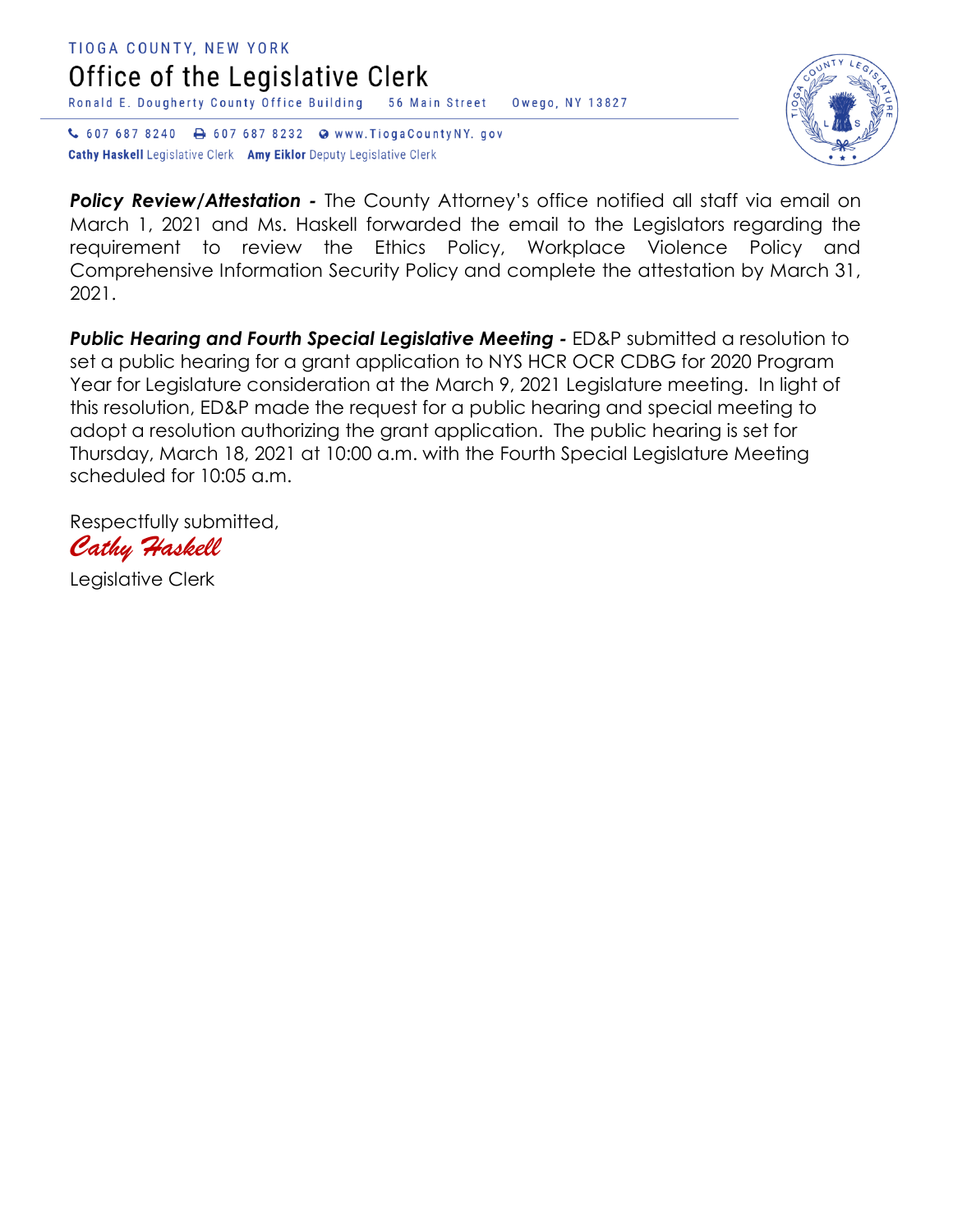TIOGA COUNTY, NEW YORK

# Office of the Legislative Clerk

Ronald E. Dougherty County Office Building 56 Main Street Owego, NY 13827

607 687 8240 607 687 8232 www.TiogaCountyNY.gov

**Cathy Haskell** Legislative Clerk **Amy Eiklor** Deputy Legislative Clerk

***Policy Review/Attestation -*** The County Attorney's office notified all staff via email on March 1, 2021 and Ms. Haskell forwarded the email to the Legislators regarding the requirement to review the Ethics Policy, Workplace Violence Policy and Comprehensive Information Security Policy and complete the attestation by March 31, 2021.

***Public Hearing and Fourth Special Legislative Meeting -*** ED&P submitted a resolution to set a public hearing for a grant application to NYS HCR OCR CDBG for 2020 Program Year for Legislature consideration at the March 9, 2021 Legislature meeting. In light of this resolution, ED&P made the request for a public hearing and special meeting to adopt a resolution authorizing the grant application. The public hearing is set for Thursday, March 18, 2021 at 10:00 a.m. with the Fourth Special Legislature Meeting scheduled for 10:05 a.m.

Respectfully submitted,

*Cathy Haskell*

Legislative Clerk